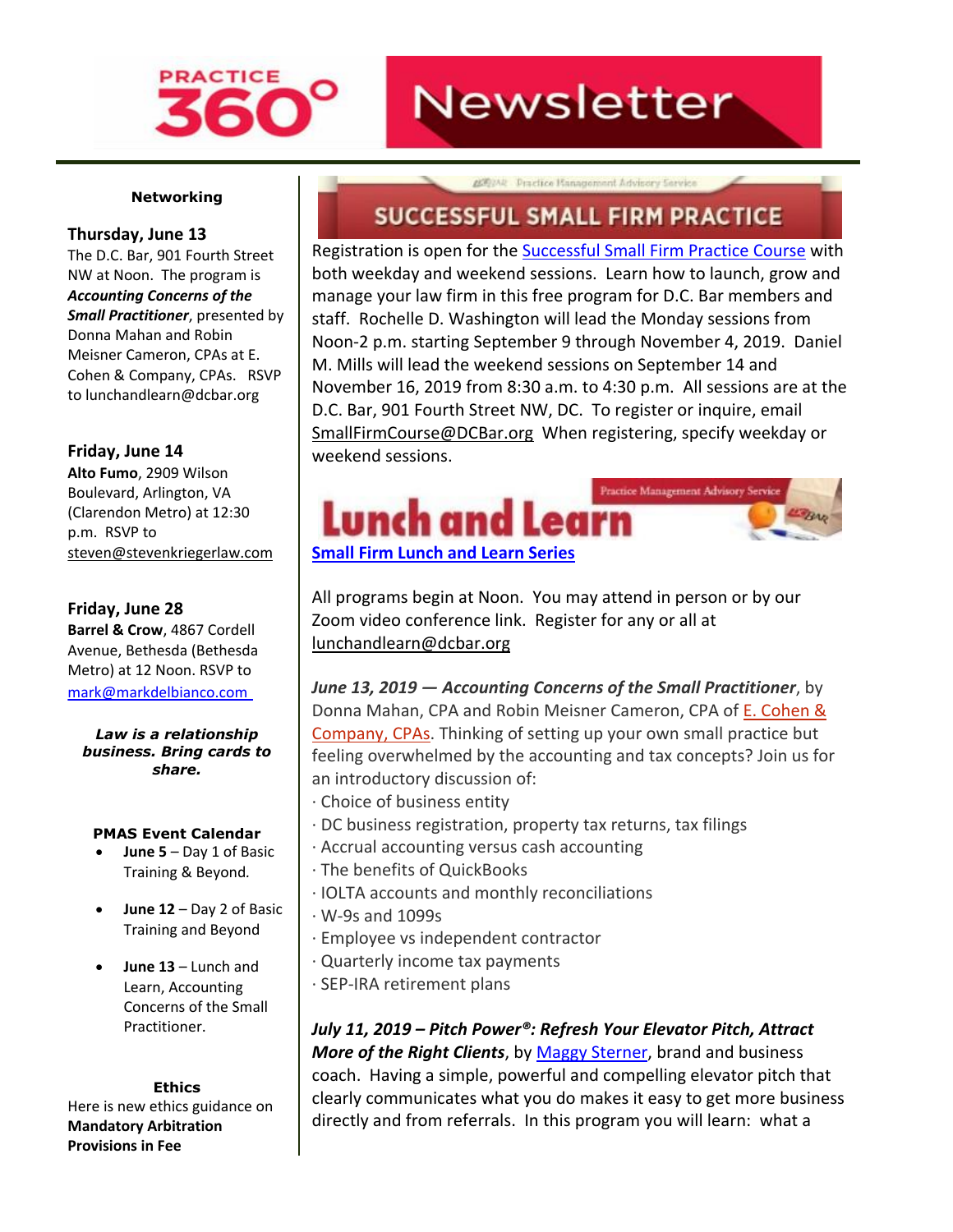# PRACTICE 360° Newsletter

## Networking

**Thursday, June 13**
The D.C. Bar, 901 Fourth Street NW at Noon. The program is ***Accounting Concerns of the Small Practitioner***, presented by Donna Mahan and Robin Meisner Cameron, CPAs at E. Cohen & Company, CPAs. RSVP to lunchandlearn@dcbar.org

**Friday, June 14**
**Alto Fumo**, 2909 Wilson Boulevard, Arlington, VA (Clarendon Metro) at 12:30 p.m. RSVP to steven@stevenkriegerlaw.com

**Friday, June 28**
**Barrel & Crow**, 4867 Cordell Avenue, Bethesda (Bethesda Metro) at 12 Noon. RSVP to mark@markdelbianco.com

***Law is a relationship business. Bring cards to share.***

**PMAS Event Calendar**

- **June 5** – Day 1 of Basic Training & Beyond.
- **June 12** – Day 2 of Basic Training and Beyond
- **June 13** – Lunch and Learn, Accounting Concerns of the Small Practitioner.

**Ethics**
Here is new ethics guidance on **Mandatory Arbitration Provisions in Fee**

## SUCCESSFUL SMALL FIRM PRACTICE

Registration is open for the Successful Small Firm Practice Course with both weekday and weekend sessions. Learn how to launch, grow and manage your law firm in this free program for D.C. Bar members and staff. Rochelle D. Washington will lead the Monday sessions from Noon-2 p.m. starting September 9 through November 4, 2019. Daniel M. Mills will lead the weekend sessions on September 14 and November 16, 2019 from 8:30 a.m. to 4:30 p.m. All sessions are at the D.C. Bar, 901 Fourth Street NW, DC. To register or inquire, email SmallFirmCourse@DCBar.org When registering, specify weekday or weekend sessions.

## Lunch and Learn

**Small Firm Lunch and Learn Series**

All programs begin at Noon. You may attend in person or by our Zoom video conference link. Register for any or all at lunchandlearn@dcbar.org

***June 13, 2019 — Accounting Concerns of the Small Practitioner***, by Donna Mahan, CPA and Robin Meisner Cameron, CPA of E. Cohen & Company, CPAs. Thinking of setting up your own small practice but feeling overwhelmed by the accounting and tax concepts? Join us for an introductory discussion of:

- Choice of business entity
- DC business registration, property tax returns, tax filings
- Accrual accounting versus cash accounting
- The benefits of QuickBooks
- IOLTA accounts and monthly reconciliations
- W-9s and 1099s
- Employee vs independent contractor
- Quarterly income tax payments
- SEP-IRA retirement plans

***July 11, 2019 – Pitch Power®: Refresh Your Elevator Pitch, Attract More of the Right Clients***, by Maggy Sterner, brand and business coach. Having a simple, powerful and compelling elevator pitch that clearly communicates what you do makes it easy to get more business directly and from referrals. In this program you will learn: what a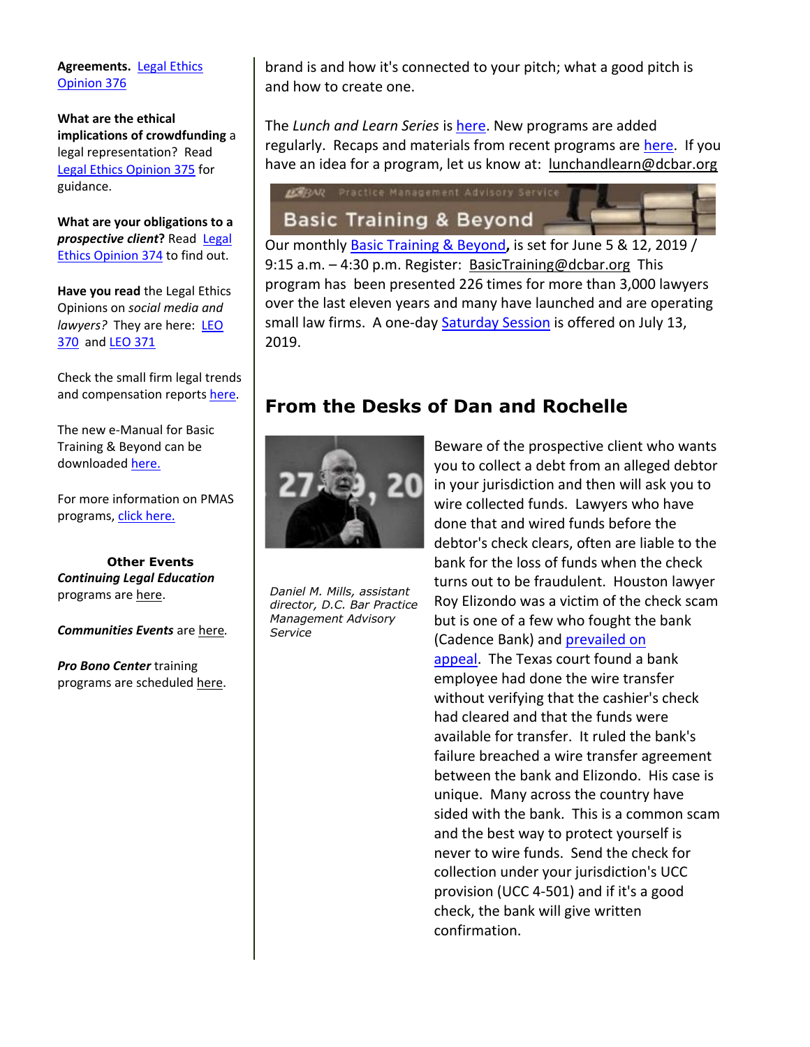**Agreements.** Legal Ethics Opinion 376

**What are the ethical implications of crowdfunding** a legal representation? Read Legal Ethics Opinion 375 for guidance.

**What are your obligations to a *prospective client*?** Read Legal Ethics Opinion 374 to find out.

**Have you read** the Legal Ethics Opinions on *social media and lawyers?* They are here: LEO 370 and LEO 371

Check the small firm legal trends and compensation reports here.

The new e-Manual for Basic Training & Beyond can be downloaded here.

For more information on PMAS programs, click here.

**Other Events**

***Continuing Legal Education*** programs are here.

***Communities Events*** are here.

***Pro Bono Center*** training programs are scheduled here.

brand is and how it's connected to your pitch; what a good pitch is and how to create one.

The *Lunch and Learn Series* is here. New programs are added regularly. Recaps and materials from recent programs are here. If you have an idea for a program, let us know at: lunchandlearn@dcbar.org

Basic Training & Beyond

Our monthly Basic Training & Beyond**,** is set for June 5 & 12, 2019 / 9:15 a.m. – 4:30 p.m. Register: BasicTraining@dcbar.org This program has been presented 226 times for more than 3,000 lawyers over the last eleven years and many have launched and are operating small law firms. A one-day Saturday Session is offered on July 13, 2019.

## From the Desks of Dan and Rochelle

*Daniel M. Mills, assistant director, D.C. Bar Practice Management Advisory Service*

Beware of the prospective client who wants you to collect a debt from an alleged debtor in your jurisdiction and then will ask you to wire collected funds. Lawyers who have done that and wired funds before the debtor's check clears, often are liable to the bank for the loss of funds when the check turns out to be fraudulent. Houston lawyer Roy Elizondo was a victim of the check scam but is one of a few who fought the bank (Cadence Bank) and prevailed on appeal. The Texas court found a bank employee had done the wire transfer without verifying that the cashier's check had cleared and that the funds were available for transfer. It ruled the bank's failure breached a wire transfer agreement between the bank and Elizondo. His case is unique. Many across the country have sided with the bank. This is a common scam and the best way to protect yourself is never to wire funds. Send the check for collection under your jurisdiction's UCC provision (UCC 4-501) and if it's a good check, the bank will give written confirmation.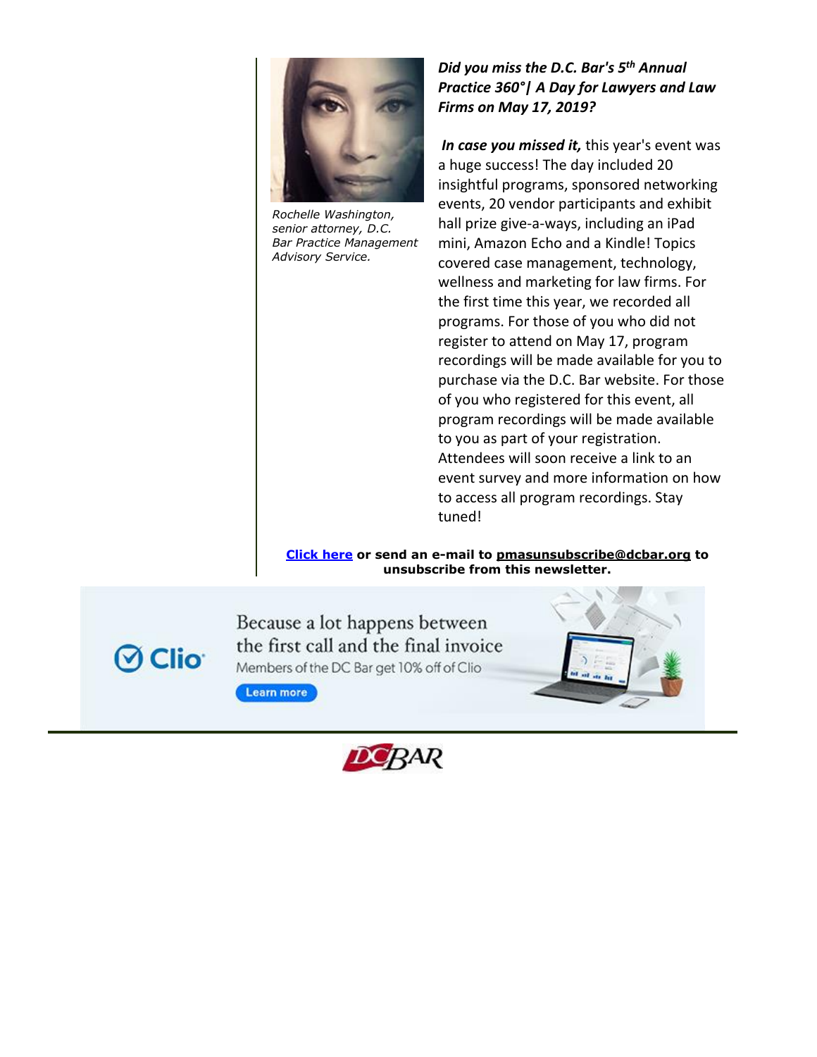Rochelle Washington, senior attorney, D.C. Bar Practice Management Advisory Service.

***Did you miss the D.C. Bar's 5th Annual Practice 360°| A Day for Lawyers and Law Firms on May 17, 2019?***

***In case you missed it,*** this year's event was a huge success! The day included 20 insightful programs, sponsored networking events, 20 vendor participants and exhibit hall prize give-a-ways, including an iPad mini, Amazon Echo and a Kindle! Topics covered case management, technology, wellness and marketing for law firms. For the first time this year, we recorded all programs. For those of you who did not register to attend on May 17, program recordings will be made available for you to purchase via the D.C. Bar website. For those of you who registered for this event, all program recordings will be made available to you as part of your registration. Attendees will soon receive a link to an event survey and more information on how to access all program recordings. Stay tuned!

**Click here or send an e-mail to pmasunsubscribe@dcbar.org to unsubscribe from this newsletter.**

Clio

Because a lot happens between the first call and the final invoice

Members of the DC Bar get 10% off of Clio

Learn more

DC BAR